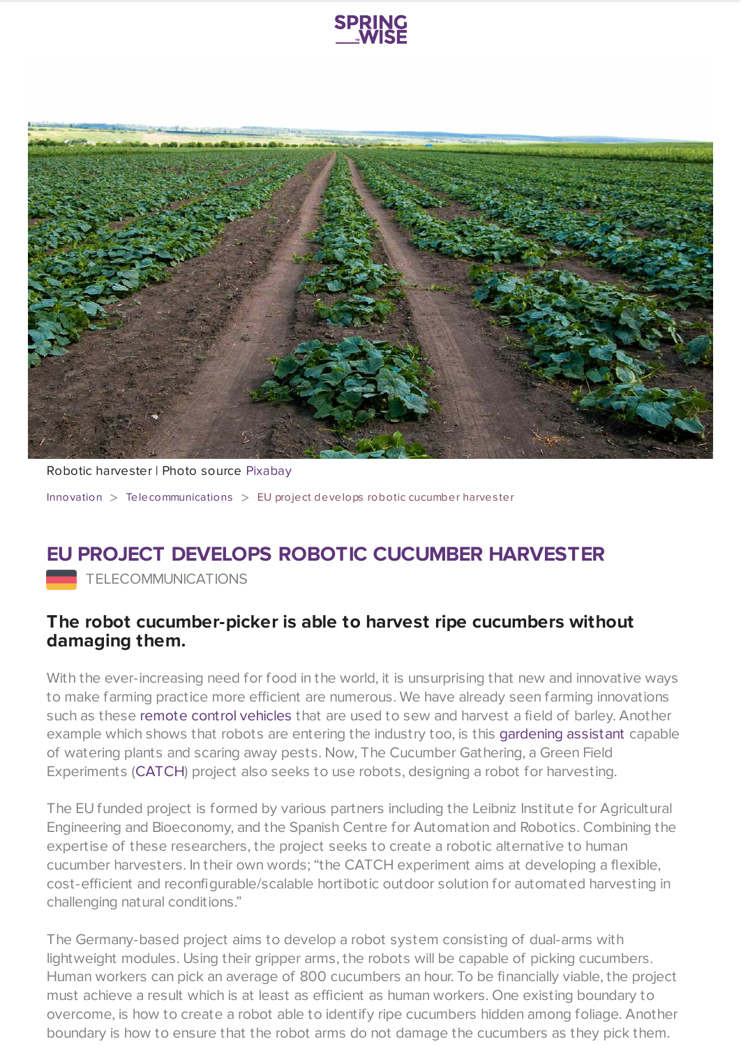Robotic harvester | Photo source Pixabay

Innovation > Telecommunications > EU project develops robotic cucumber harvester

# EU PROJECT DEVELOPS ROBOTIC CUCUMBER HARVESTER

TELECOMMUNICATIONS

### The robot cucumber-picker is able to harvest ripe cucumbers without damaging them.

With the ever-increasing need for food in the world, it is unsurprising that new and innovative ways to make farming practice more efficient are numerous. We have already seen farming innovations such as these remote control vehicles that are used to sew and harvest a field of barley. Another example which shows that robots are entering the industry too, is this gardening assistant capable of watering plants and scaring away pests. Now, The Cucumber Gathering, a Green Field Experiments (CATCH) project also seeks to use robots, designing a robot for harvesting.

The EU funded project is formed by various partners including the Leibniz Institute for Agricultural Engineering and Bioeconomy, and the Spanish Centre for Automation and Robotics. Combining the expertise of these researchers, the project seeks to create a robotic alternative to human cucumber harvesters. In their own words; "the CATCH experiment aims at developing a flexible, cost-efficient and reconfigurable/scalable hortibotic outdoor solution for automated harvesting in challenging natural conditions."

The Germany-based project aims to develop a robot system consisting of dual-arms with lightweight modules. Using their gripper arms, the robots will be capable of picking cucumbers. Human workers can pick an average of 800 cucumbers an hour. To be financially viable, the project must achieve a result which is at least as efficient as human workers. One existing boundary to overcome, is how to create a robot able to identify ripe cucumbers hidden among foliage. Another boundary is how to ensure that the robot arms do not damage the cucumbers as they pick them.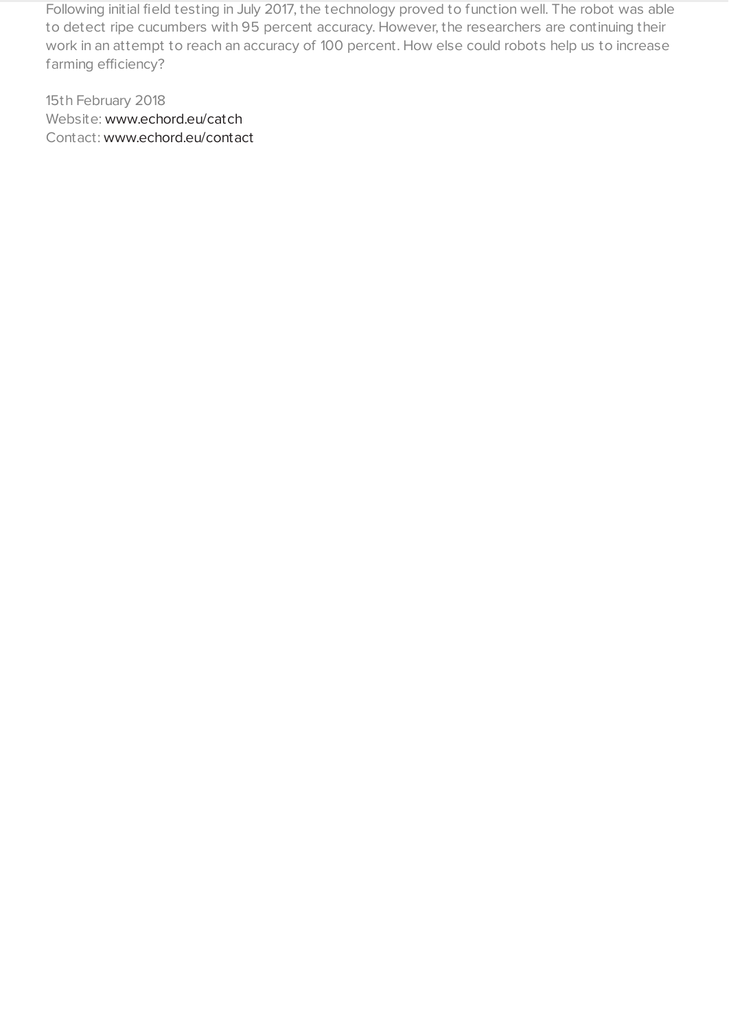Following initial field testing in July 2017, the technology proved to function well. The robot was able to detect ripe cucumbers with 95 percent accuracy. However, the researchers are continuing their work in an attempt to reach an accuracy of 100 percent. How else could robots help us to increase farming efficiency?

15th February 2018
Website: www.echord.eu/catch
Contact: www.echord.eu/contact